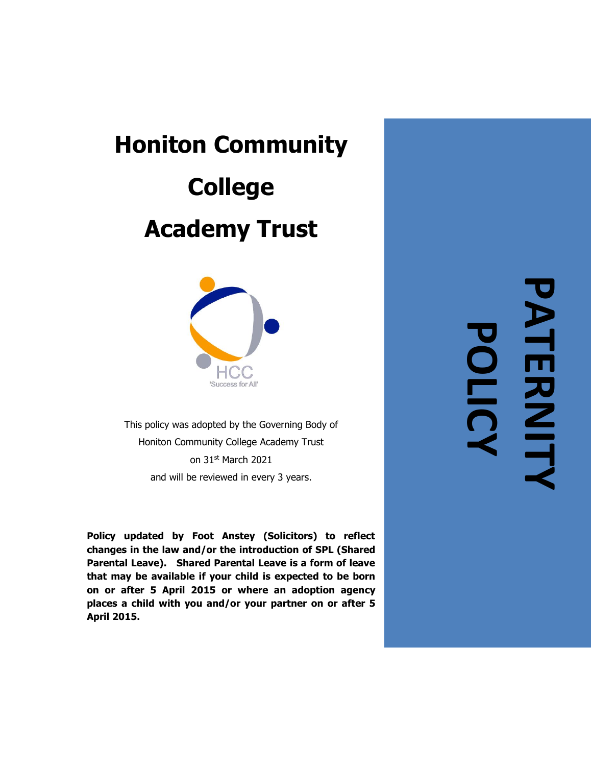# Honiton Community College Academy Trust

HCC
'Success for All'

This policy was adopted by the Governing Body of Honiton Community College Academy Trust on 31st March 2021 and will be reviewed in every 3 years.

**Policy updated by Foot Anstey (Solicitors) to reflect changes in the law and/or the introduction of SPL (Shared Parental Leave). Shared Parental Leave is a form of leave that may be available if your child is expected to be born on or after 5 April 2015 or where an adoption agency places a child with you and/or your partner on or after 5 April 2015.**

# PATERNITY POLICY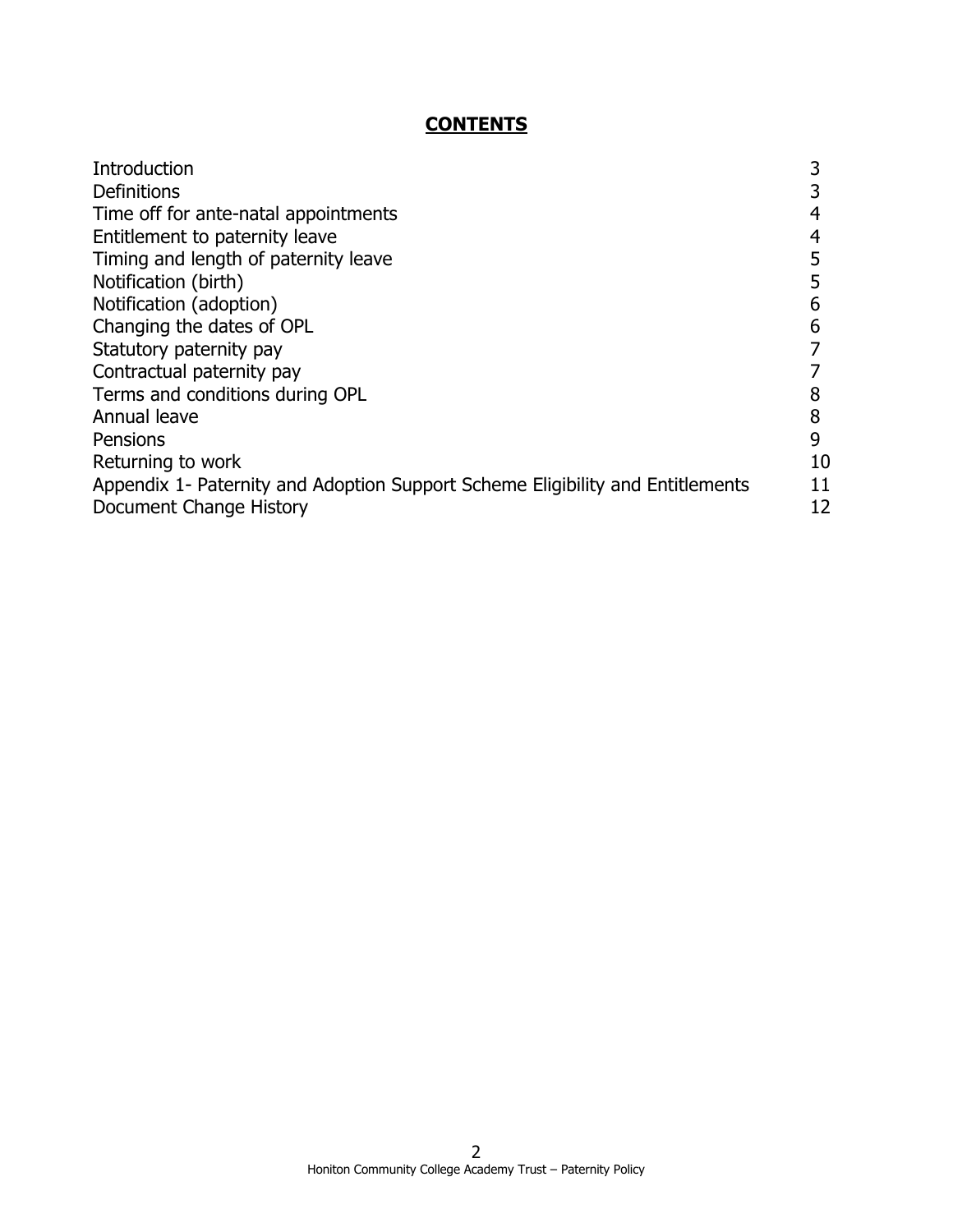## CONTENTS

| | |
|---|---|
| Introduction | 3 |
| Definitions | 3 |
| Time off for ante-natal appointments | 4 |
| Entitlement to paternity leave | 4 |
| Timing and length of paternity leave | 5 |
| Notification (birth) | 5 |
| Notification (adoption) | 6 |
| Changing the dates of OPL | 6 |
| Statutory paternity pay | 7 |
| Contractual paternity pay | 7 |
| Terms and conditions during OPL | 8 |
| Annual leave | 8 |
| Pensions | 9 |
| Returning to work | 10 |
| Appendix 1- Paternity and Adoption Support Scheme Eligibility and Entitlements | 11 |
| Document Change History | 12 |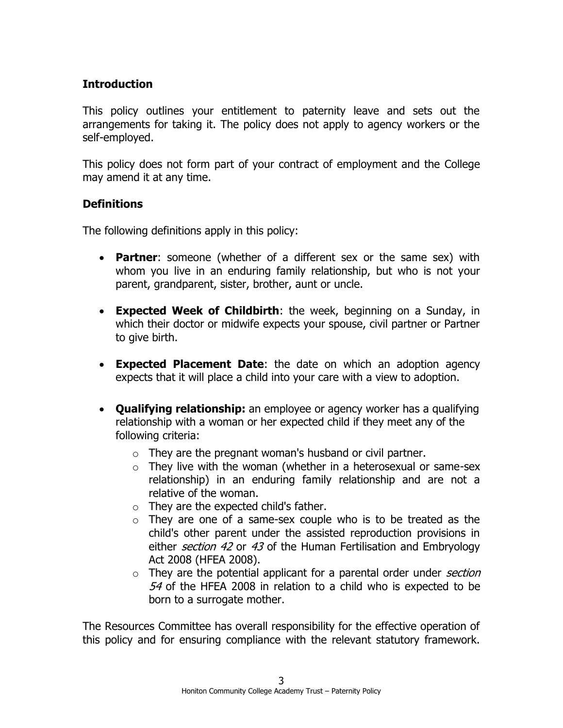## Introduction

This policy outlines your entitlement to paternity leave and sets out the arrangements for taking it. The policy does not apply to agency workers or the self-employed.

This policy does not form part of your contract of employment and the College may amend it at any time.

## Definitions

The following definitions apply in this policy:

- **Partner**: someone (whether of a different sex or the same sex) with whom you live in an enduring family relationship, but who is not your parent, grandparent, sister, brother, aunt or uncle.
- **Expected Week of Childbirth**: the week, beginning on a Sunday, in which their doctor or midwife expects your spouse, civil partner or Partner to give birth.
- **Expected Placement Date**: the date on which an adoption agency expects that it will place a child into your care with a view to adoption.
- **Qualifying relationship:** an employee or agency worker has a qualifying relationship with a woman or her expected child if they meet any of the following criteria:
  - They are the pregnant woman's husband or civil partner.
  - They live with the woman (whether in a heterosexual or same-sex relationship) in an enduring family relationship and are not a relative of the woman.
  - They are the expected child's father.
  - They are one of a same-sex couple who is to be treated as the child's other parent under the assisted reproduction provisions in either *section 42* or *43* of the Human Fertilisation and Embryology Act 2008 (HFEA 2008).
  - They are the potential applicant for a parental order under *section 54* of the HFEA 2008 in relation to a child who is expected to be born to a surrogate mother.

The Resources Committee has overall responsibility for the effective operation of this policy and for ensuring compliance with the relevant statutory framework.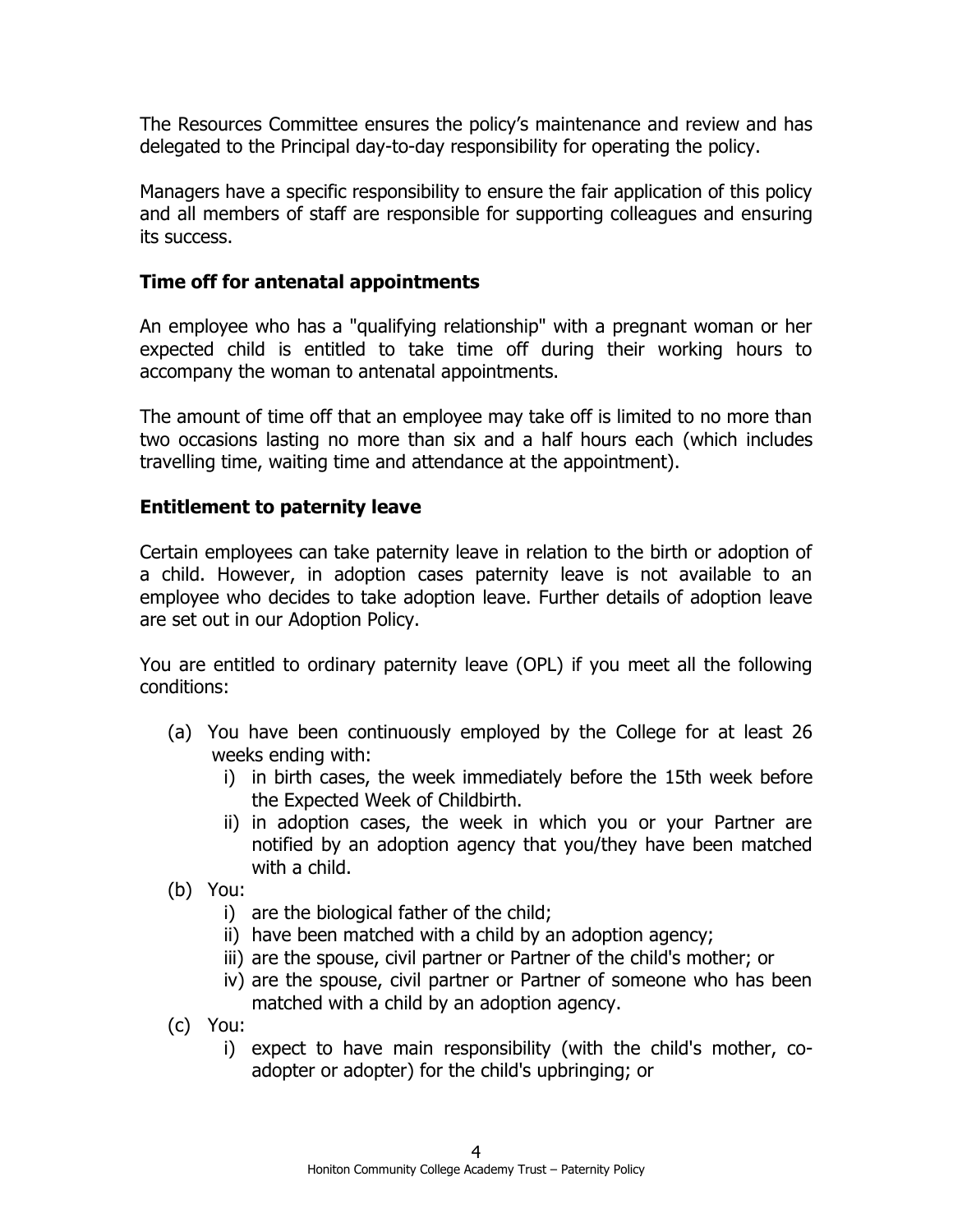The Resources Committee ensures the policy's maintenance and review and has delegated to the Principal day-to-day responsibility for operating the policy.

Managers have a specific responsibility to ensure the fair application of this policy and all members of staff are responsible for supporting colleagues and ensuring its success.

## Time off for antenatal appointments

An employee who has a "qualifying relationship" with a pregnant woman or her expected child is entitled to take time off during their working hours to accompany the woman to antenatal appointments.

The amount of time off that an employee may take off is limited to no more than two occasions lasting no more than six and a half hours each (which includes travelling time, waiting time and attendance at the appointment).

## Entitlement to paternity leave

Certain employees can take paternity leave in relation to the birth or adoption of a child. However, in adoption cases paternity leave is not available to an employee who decides to take adoption leave. Further details of adoption leave are set out in our Adoption Policy.

You are entitled to ordinary paternity leave (OPL) if you meet all the following conditions:

(a) You have been continuously employed by the College for at least 26 weeks ending with:
   - i) in birth cases, the week immediately before the 15th week before the Expected Week of Childbirth.
   - ii) in adoption cases, the week in which you or your Partner are notified by an adoption agency that you/they have been matched with a child.

(b) You:
   - i) are the biological father of the child;
   - ii) have been matched with a child by an adoption agency;
   - iii) are the spouse, civil partner or Partner of the child's mother; or
   - iv) are the spouse, civil partner or Partner of someone who has been matched with a child by an adoption agency.

(c) You:
   - i) expect to have main responsibility (with the child's mother, co-adopter or adopter) for the child's upbringing; or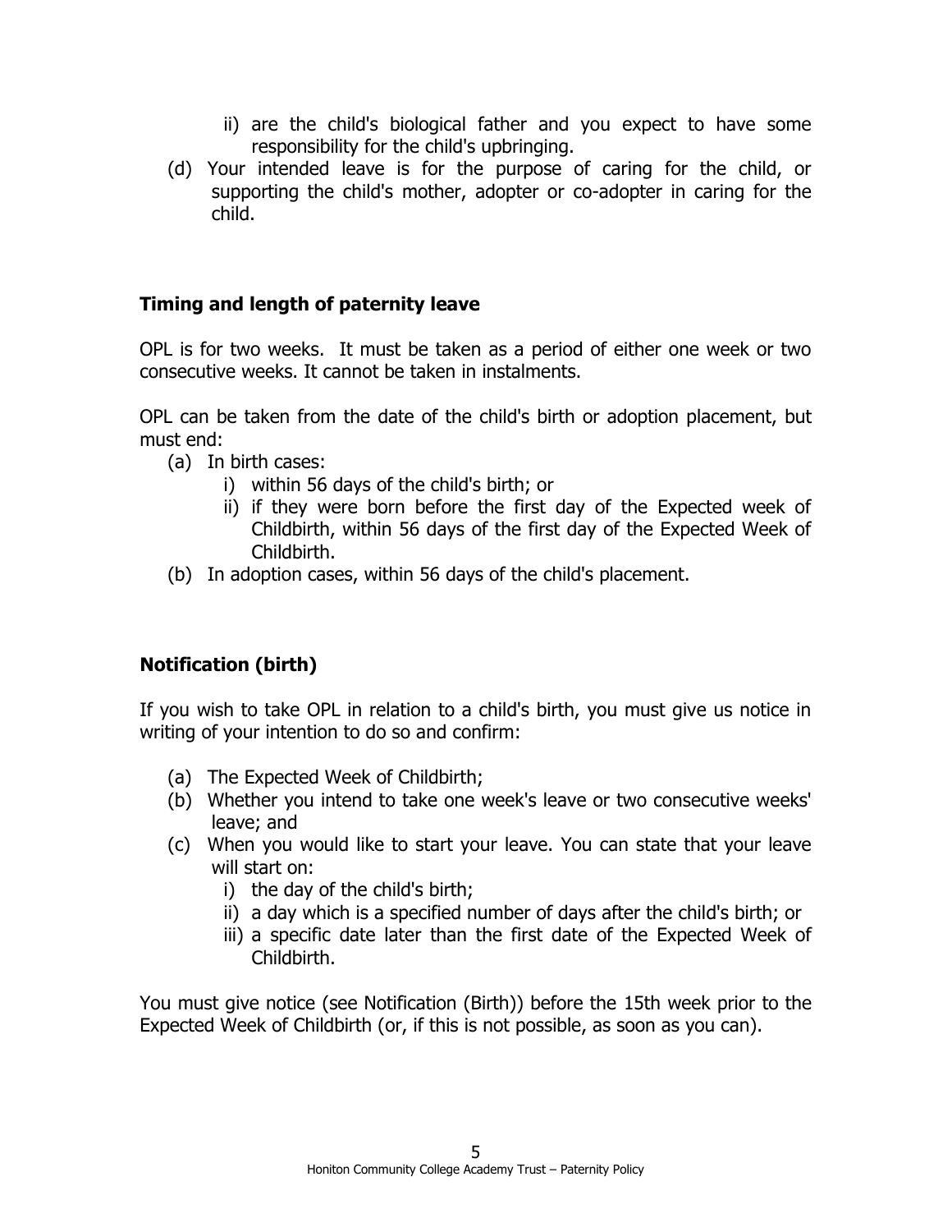ii) are the child's biological father and you expect to have some responsibility for the child's upbringing.

(d) Your intended leave is for the purpose of caring for the child, or supporting the child's mother, adopter or co-adopter in caring for the child.

### Timing and length of paternity leave

OPL is for two weeks. It must be taken as a period of either one week or two consecutive weeks. It cannot be taken in instalments.

OPL can be taken from the date of the child's birth or adoption placement, but must end:

(a) In birth cases:
   i) within 56 days of the child's birth; or
   ii) if they were born before the first day of the Expected week of Childbirth, within 56 days of the first day of the Expected Week of Childbirth.

(b) In adoption cases, within 56 days of the child's placement.

### Notification (birth)

If you wish to take OPL in relation to a child's birth, you must give us notice in writing of your intention to do so and confirm:

(a) The Expected Week of Childbirth;

(b) Whether you intend to take one week's leave or two consecutive weeks' leave; and

(c) When you would like to start your leave. You can state that your leave will start on:
   i) the day of the child's birth;
   ii) a day which is a specified number of days after the child's birth; or
   iii) a specific date later than the first date of the Expected Week of Childbirth.

You must give notice (see Notification (Birth)) before the 15th week prior to the Expected Week of Childbirth (or, if this is not possible, as soon as you can).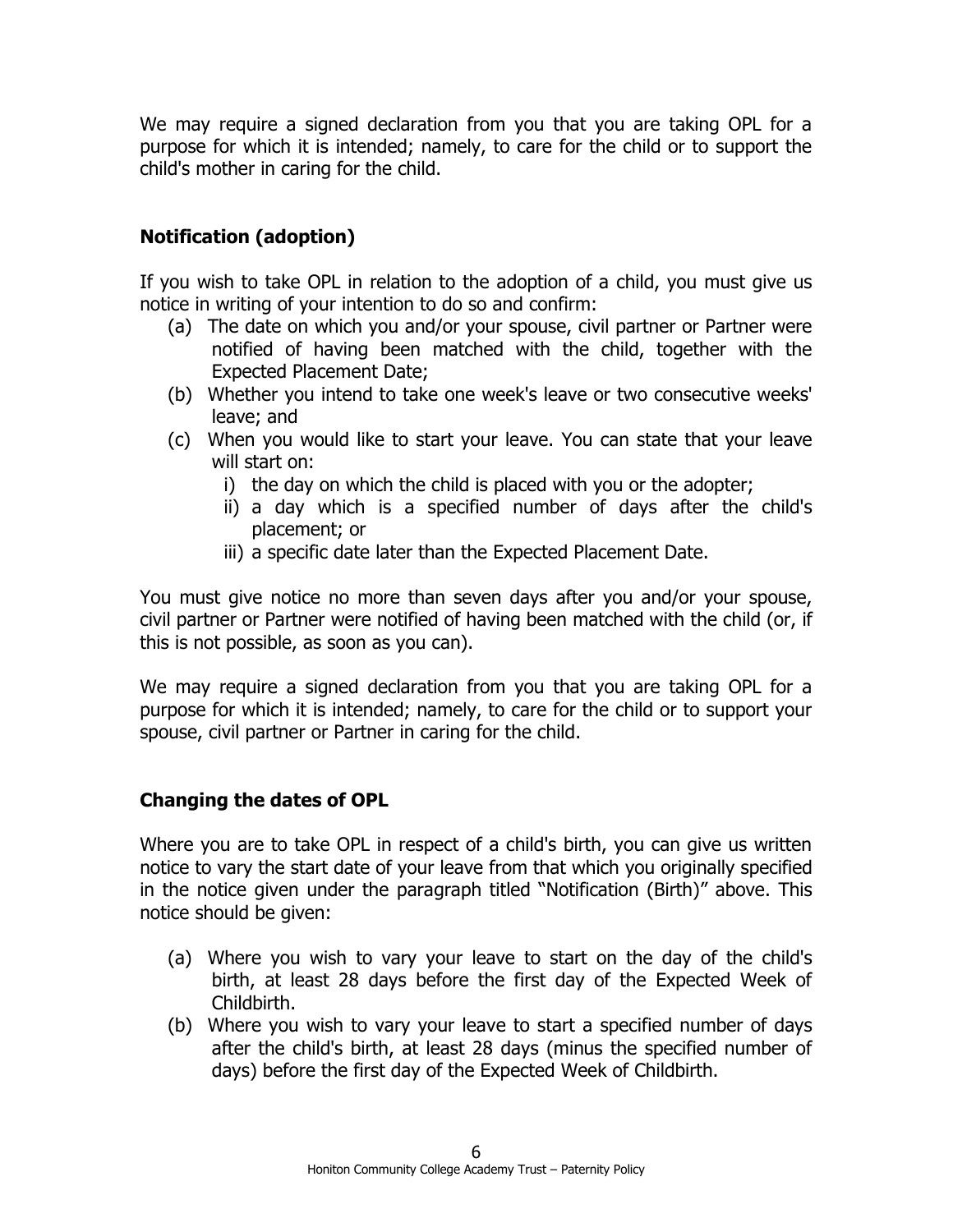We may require a signed declaration from you that you are taking OPL for a purpose for which it is intended; namely, to care for the child or to support the child's mother in caring for the child.

### Notification (adoption)

If you wish to take OPL in relation to the adoption of a child, you must give us notice in writing of your intention to do so and confirm:

(a) The date on which you and/or your spouse, civil partner or Partner were notified of having been matched with the child, together with the Expected Placement Date;

(b) Whether you intend to take one week's leave or two consecutive weeks' leave; and

(c) When you would like to start your leave. You can state that your leave will start on:

  i) the day on which the child is placed with you or the adopter;

  ii) a day which is a specified number of days after the child's placement; or

  iii) a specific date later than the Expected Placement Date.

You must give notice no more than seven days after you and/or your spouse, civil partner or Partner were notified of having been matched with the child (or, if this is not possible, as soon as you can).

We may require a signed declaration from you that you are taking OPL for a purpose for which it is intended; namely, to care for the child or to support your spouse, civil partner or Partner in caring for the child.

### Changing the dates of OPL

Where you are to take OPL in respect of a child's birth, you can give us written notice to vary the start date of your leave from that which you originally specified in the notice given under the paragraph titled "Notification (Birth)" above. This notice should be given:

(a) Where you wish to vary your leave to start on the day of the child's birth, at least 28 days before the first day of the Expected Week of Childbirth.

(b) Where you wish to vary your leave to start a specified number of days after the child's birth, at least 28 days (minus the specified number of days) before the first day of the Expected Week of Childbirth.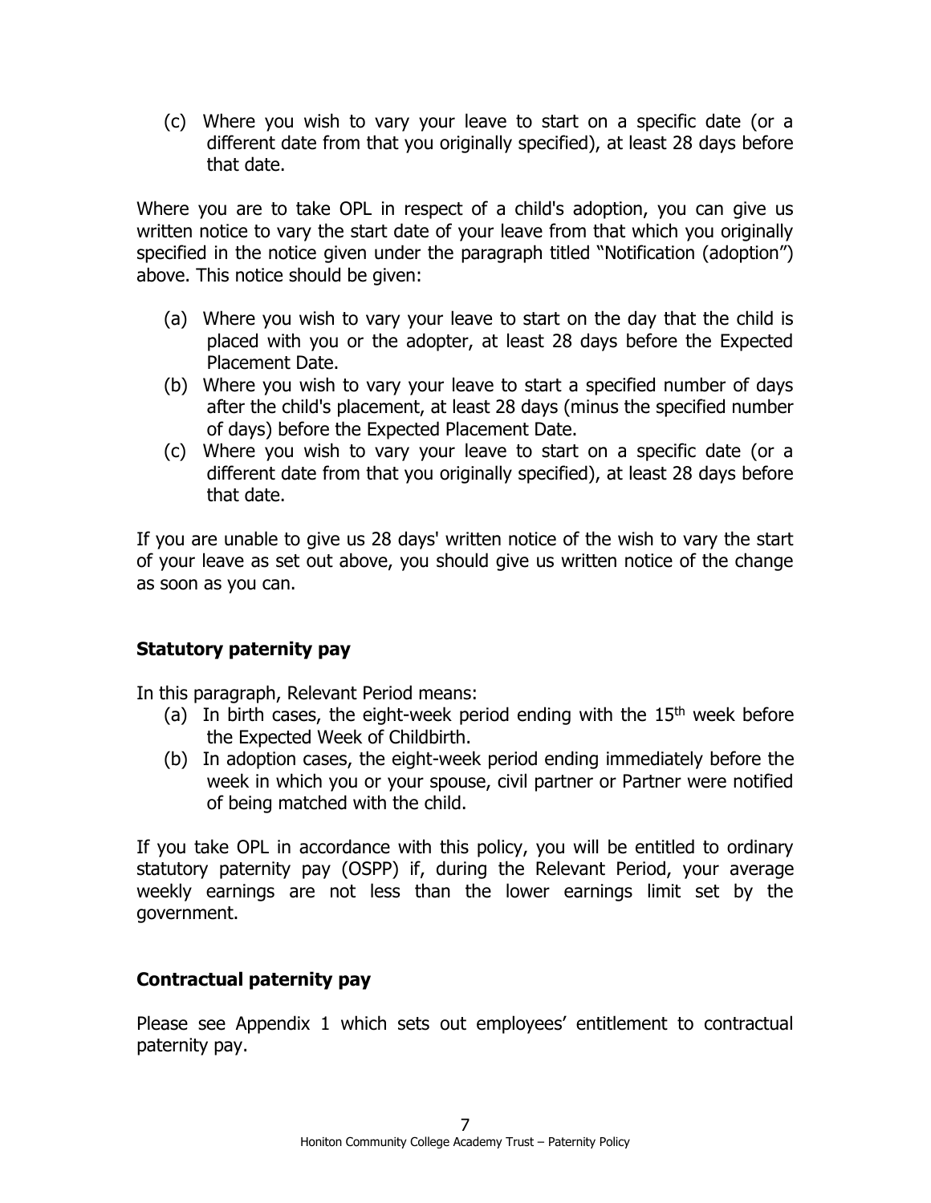(c) Where you wish to vary your leave to start on a specific date (or a different date from that you originally specified), at least 28 days before that date.

Where you are to take OPL in respect of a child's adoption, you can give us written notice to vary the start date of your leave from that which you originally specified in the notice given under the paragraph titled "Notification (adoption") above. This notice should be given:

(a) Where you wish to vary your leave to start on the day that the child is placed with you or the adopter, at least 28 days before the Expected Placement Date.
(b) Where you wish to vary your leave to start a specified number of days after the child's placement, at least 28 days (minus the specified number of days) before the Expected Placement Date.
(c) Where you wish to vary your leave to start on a specific date (or a different date from that you originally specified), at least 28 days before that date.

If you are unable to give us 28 days' written notice of the wish to vary the start of your leave as set out above, you should give us written notice of the change as soon as you can.

### Statutory paternity pay

In this paragraph, Relevant Period means:

(a) In birth cases, the eight-week period ending with the 15th week before the Expected Week of Childbirth.
(b) In adoption cases, the eight-week period ending immediately before the week in which you or your spouse, civil partner or Partner were notified of being matched with the child.

If you take OPL in accordance with this policy, you will be entitled to ordinary statutory paternity pay (OSPP) if, during the Relevant Period, your average weekly earnings are not less than the lower earnings limit set by the government.

### Contractual paternity pay

Please see Appendix 1 which sets out employees' entitlement to contractual paternity pay.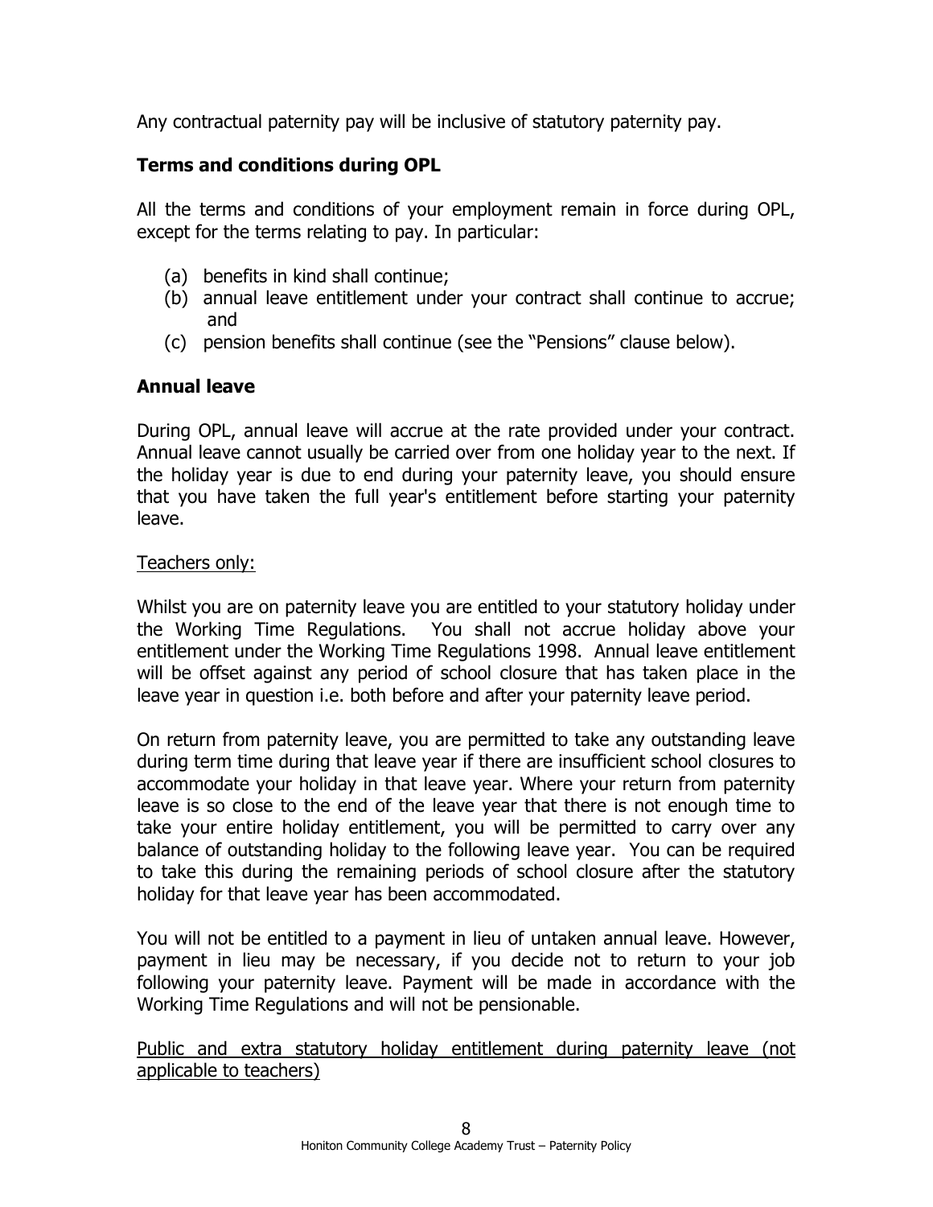Any contractual paternity pay will be inclusive of statutory paternity pay.

## Terms and conditions during OPL

All the terms and conditions of your employment remain in force during OPL, except for the terms relating to pay. In particular:

(a) benefits in kind shall continue;
(b) annual leave entitlement under your contract shall continue to accrue; and
(c) pension benefits shall continue (see the "Pensions" clause below).

## Annual leave

During OPL, annual leave will accrue at the rate provided under your contract. Annual leave cannot usually be carried over from one holiday year to the next. If the holiday year is due to end during your paternity leave, you should ensure that you have taken the full year's entitlement before starting your paternity leave.

<u>Teachers only:</u>

Whilst you are on paternity leave you are entitled to your statutory holiday under the Working Time Regulations. You shall not accrue holiday above your entitlement under the Working Time Regulations 1998. Annual leave entitlement will be offset against any period of school closure that has taken place in the leave year in question i.e. both before and after your paternity leave period.

On return from paternity leave, you are permitted to take any outstanding leave during term time during that leave year if there are insufficient school closures to accommodate your holiday in that leave year. Where your return from paternity leave is so close to the end of the leave year that there is not enough time to take your entire holiday entitlement, you will be permitted to carry over any balance of outstanding holiday to the following leave year. You can be required to take this during the remaining periods of school closure after the statutory holiday for that leave year has been accommodated.

You will not be entitled to a payment in lieu of untaken annual leave. However, payment in lieu may be necessary, if you decide not to return to your job following your paternity leave. Payment will be made in accordance with the Working Time Regulations and will not be pensionable.

<u>Public and extra statutory holiday entitlement during paternity leave (not applicable to teachers)</u>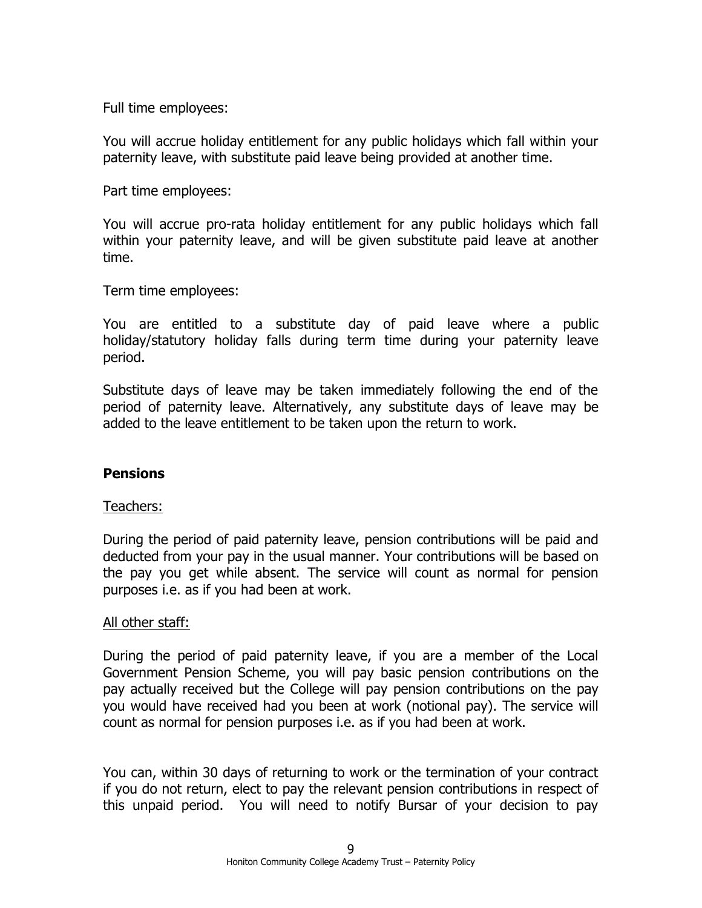Full time employees:

You will accrue holiday entitlement for any public holidays which fall within your paternity leave, with substitute paid leave being provided at another time.

Part time employees:

You will accrue pro-rata holiday entitlement for any public holidays which fall within your paternity leave, and will be given substitute paid leave at another time.

Term time employees:

You are entitled to a substitute day of paid leave where a public holiday/statutory holiday falls during term time during your paternity leave period.

Substitute days of leave may be taken immediately following the end of the period of paternity leave. Alternatively, any substitute days of leave may be added to the leave entitlement to be taken upon the return to work.

## Pensions

<u>Teachers:</u>

During the period of paid paternity leave, pension contributions will be paid and deducted from your pay in the usual manner. Your contributions will be based on the pay you get while absent. The service will count as normal for pension purposes i.e. as if you had been at work.

<u>All other staff:</u>

During the period of paid paternity leave, if you are a member of the Local Government Pension Scheme, you will pay basic pension contributions on the pay actually received but the College will pay pension contributions on the pay you would have received had you been at work (notional pay). The service will count as normal for pension purposes i.e. as if you had been at work.

You can, within 30 days of returning to work or the termination of your contract if you do not return, elect to pay the relevant pension contributions in respect of this unpaid period. You will need to notify Bursar of your decision to pay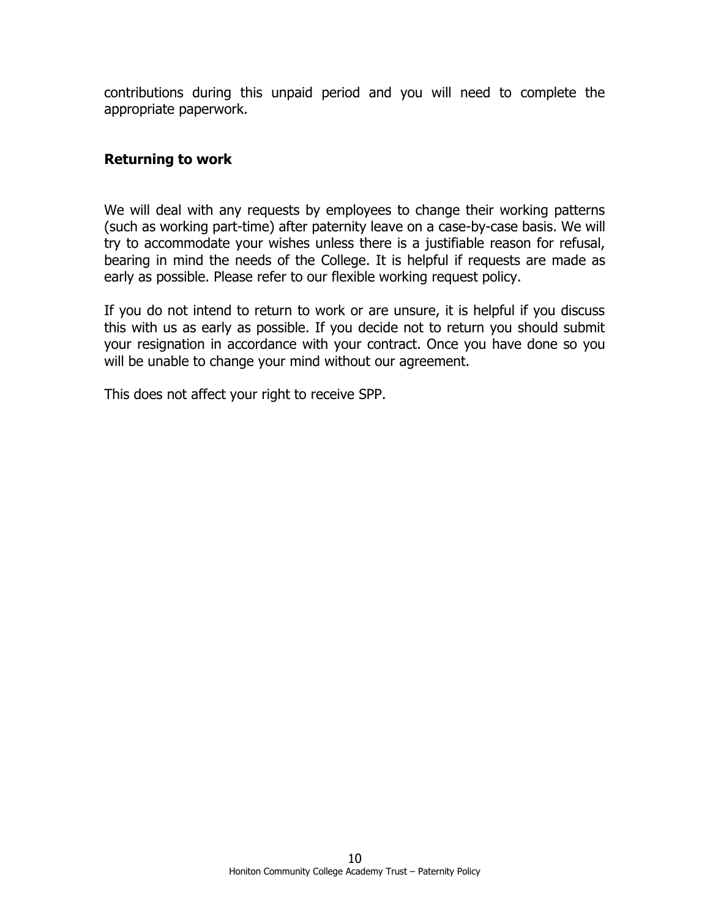contributions during this unpaid period and you will need to complete the appropriate paperwork.

### Returning to work

We will deal with any requests by employees to change their working patterns (such as working part-time) after paternity leave on a case-by-case basis. We will try to accommodate your wishes unless there is a justifiable reason for refusal, bearing in mind the needs of the College. It is helpful if requests are made as early as possible. Please refer to our flexible working request policy.

If you do not intend to return to work or are unsure, it is helpful if you discuss this with us as early as possible. If you decide not to return you should submit your resignation in accordance with your contract. Once you have done so you will be unable to change your mind without our agreement.

This does not affect your right to receive SPP.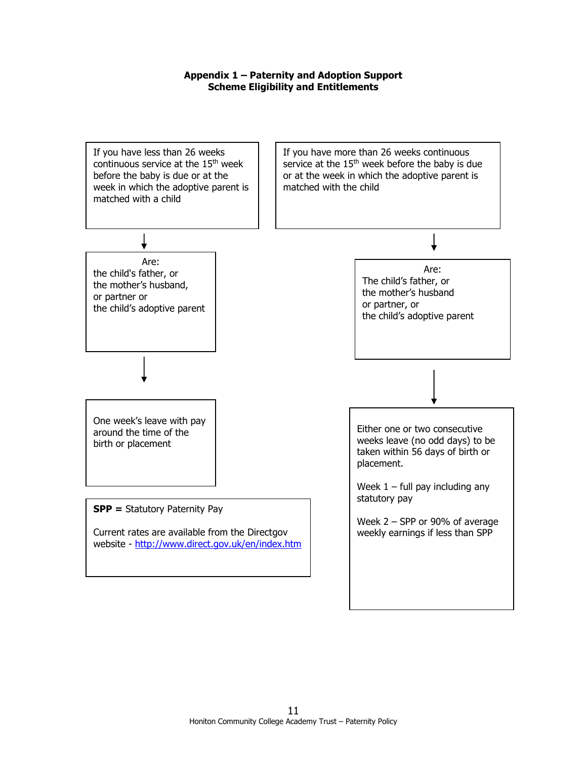**Appendix 1 – Paternity and Adoption Support Scheme Eligibility and Entitlements**

If you have less than 26 weeks continuous service at the 15th week before the baby is due or at the week in which the adoptive parent is matched with a child

↓

Are:
the child's father, or
the mother's husband,
or partner or
the child's adoptive parent

↓

One week's leave with pay around the time of the birth or placement

If you have more than 26 weeks continuous service at the 15th week before the baby is due or at the week in which the adoptive parent is matched with the child

↓

Are:
The child's father, or
the mother's husband
or partner, or
the child's adoptive parent

↓

Either one or two consecutive weeks leave (no odd days) to be taken within 56 days of birth or placement.

Week 1 – full pay including any statutory pay

Week 2 – SPP or 90% of average weekly earnings if less than SPP

**SPP =** Statutory Paternity Pay

Current rates are available from the Directgov website - http://www.direct.gov.uk/en/index.htm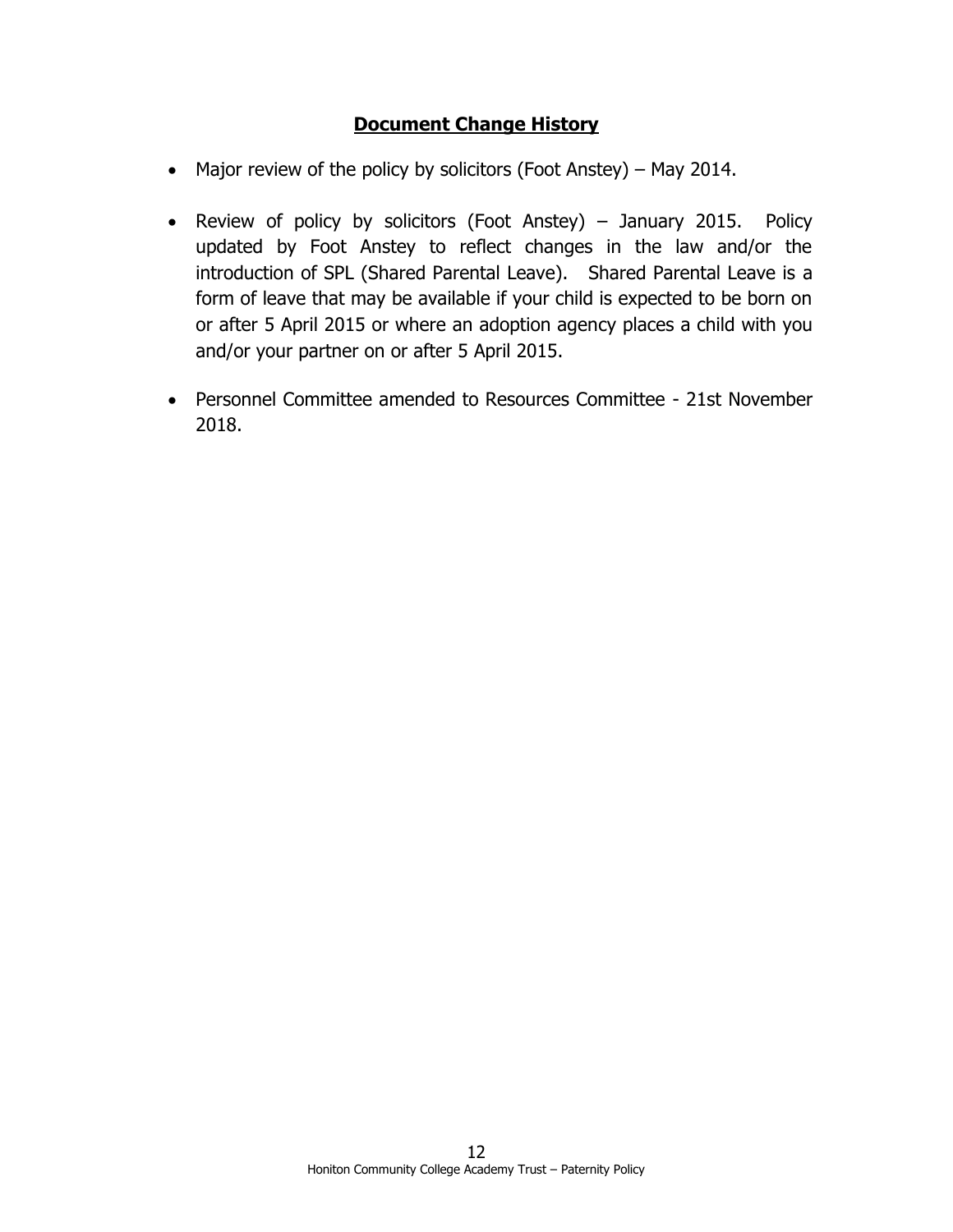## **Document Change History**

- Major review of the policy by solicitors (Foot Anstey) – May 2014.
- Review of policy by solicitors (Foot Anstey) – January 2015. Policy updated by Foot Anstey to reflect changes in the law and/or the introduction of SPL (Shared Parental Leave). Shared Parental Leave is a form of leave that may be available if your child is expected to be born on or after 5 April 2015 or where an adoption agency places a child with you and/or your partner on or after 5 April 2015.
- Personnel Committee amended to Resources Committee - 21st November 2018.